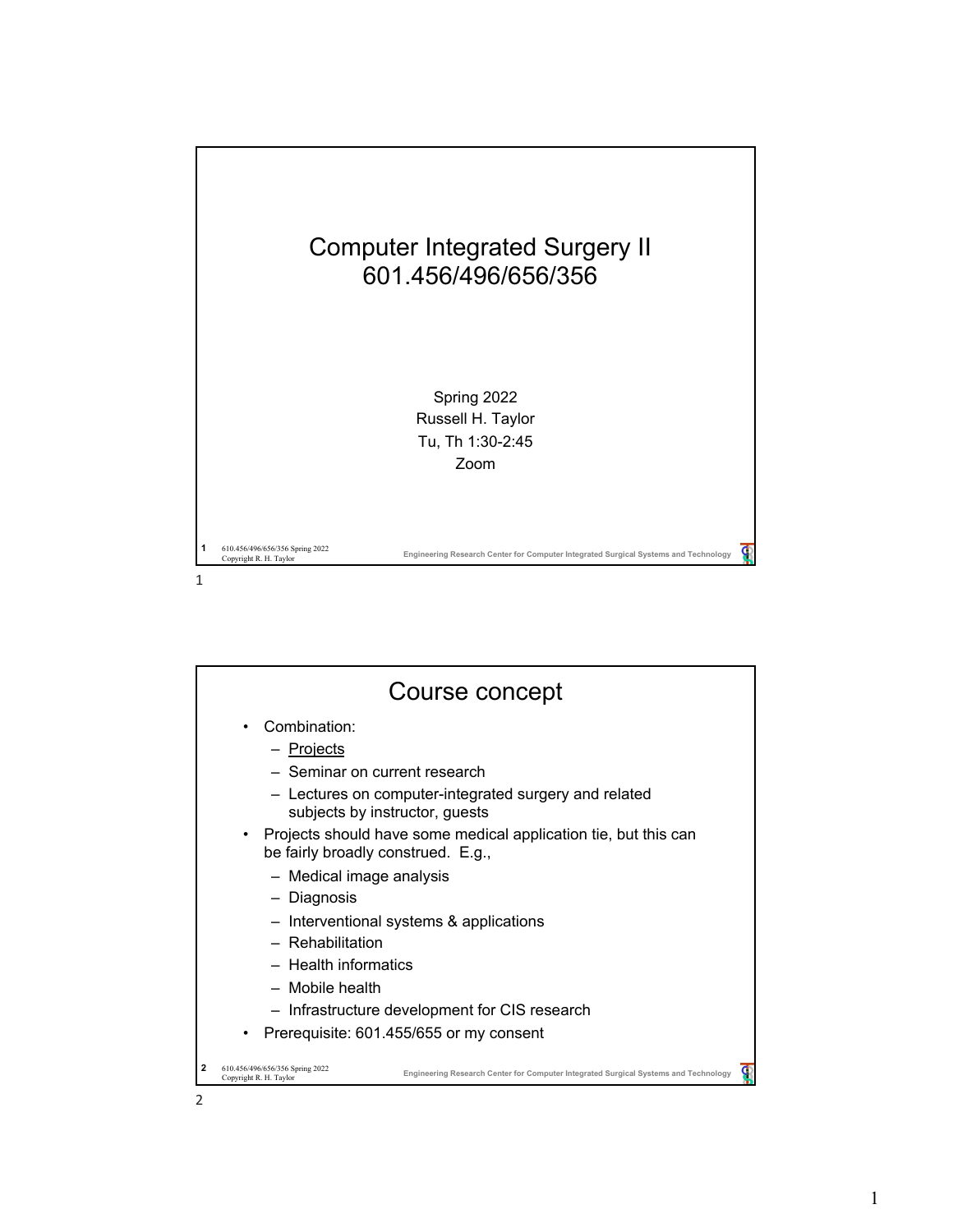# Computer Integrated Surgery II
## 601.456/496/656/356

Spring 2022
Russell H. Taylor
Tu, Th 1:30-2:45
Zoom

## Course concept

- Combination:
  - Projects
  - Seminar on current research
  - Lectures on computer-integrated surgery and related subjects by instructor, guests
- Projects should have some medical application tie, but this can be fairly broadly construed. E.g.,
  - Medical image analysis
  - Diagnosis
  - Interventional systems & applications
  - Rehabilitation
  - Health informatics
  - Mobile health
  - Infrastructure development for CIS research
- Prerequisite: 601.455/655 or my consent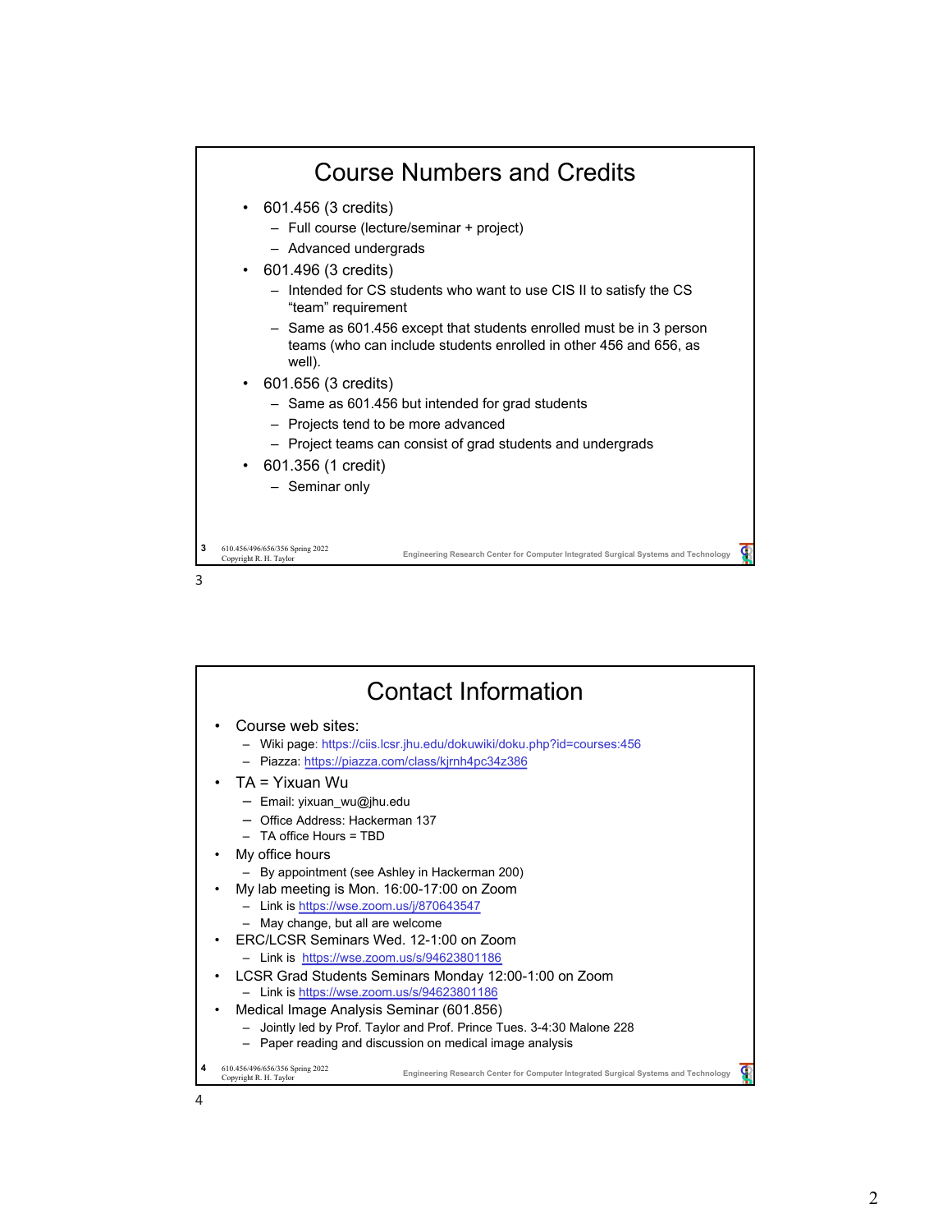## Course Numbers and Credits

- 601.456 (3 credits)
  - Full course (lecture/seminar + project)
  - Advanced undergrads
- 601.496 (3 credits)
  - Intended for CS students who want to use CIS II to satisfy the CS "team" requirement
  - Same as 601.456 except that students enrolled must be in 3 person teams (who can include students enrolled in other 456 and 656, as well).
- 601.656 (3 credits)
  - Same as 601.456 but intended for grad students
  - Projects tend to be more advanced
  - Project teams can consist of grad students and undergrads
- 601.356 (1 credit)
  - Seminar only

## Contact Information

- Course web sites:
  - Wiki page: https://ciis.lcsr.jhu.edu/dokuwiki/doku.php?id=courses:456
  - Piazza: https://piazza.com/class/kjrnh4pc34z386
- TA = Yixuan Wu
  - Email: yixuan_wu@jhu.edu
  - Office Address: Hackerman 137
  - TA office Hours = TBD
- My office hours
  - By appointment (see Ashley in Hackerman 200)
- My lab meeting is Mon. 16:00-17:00 on Zoom
  - Link is https://wse.zoom.us/j/870643547
  - May change, but all are welcome
- ERC/LCSR Seminars Wed. 12-1:00 on Zoom
  - Link is https://wse.zoom.us/s/94623801186
- LCSR Grad Students Seminars Monday 12:00-1:00 on Zoom
  - Link is https://wse.zoom.us/s/94623801186
- Medical Image Analysis Seminar (601.856)
  - Jointly led by Prof. Taylor and Prof. Prince Tues. 3-4:30 Malone 228
  - Paper reading and discussion on medical image analysis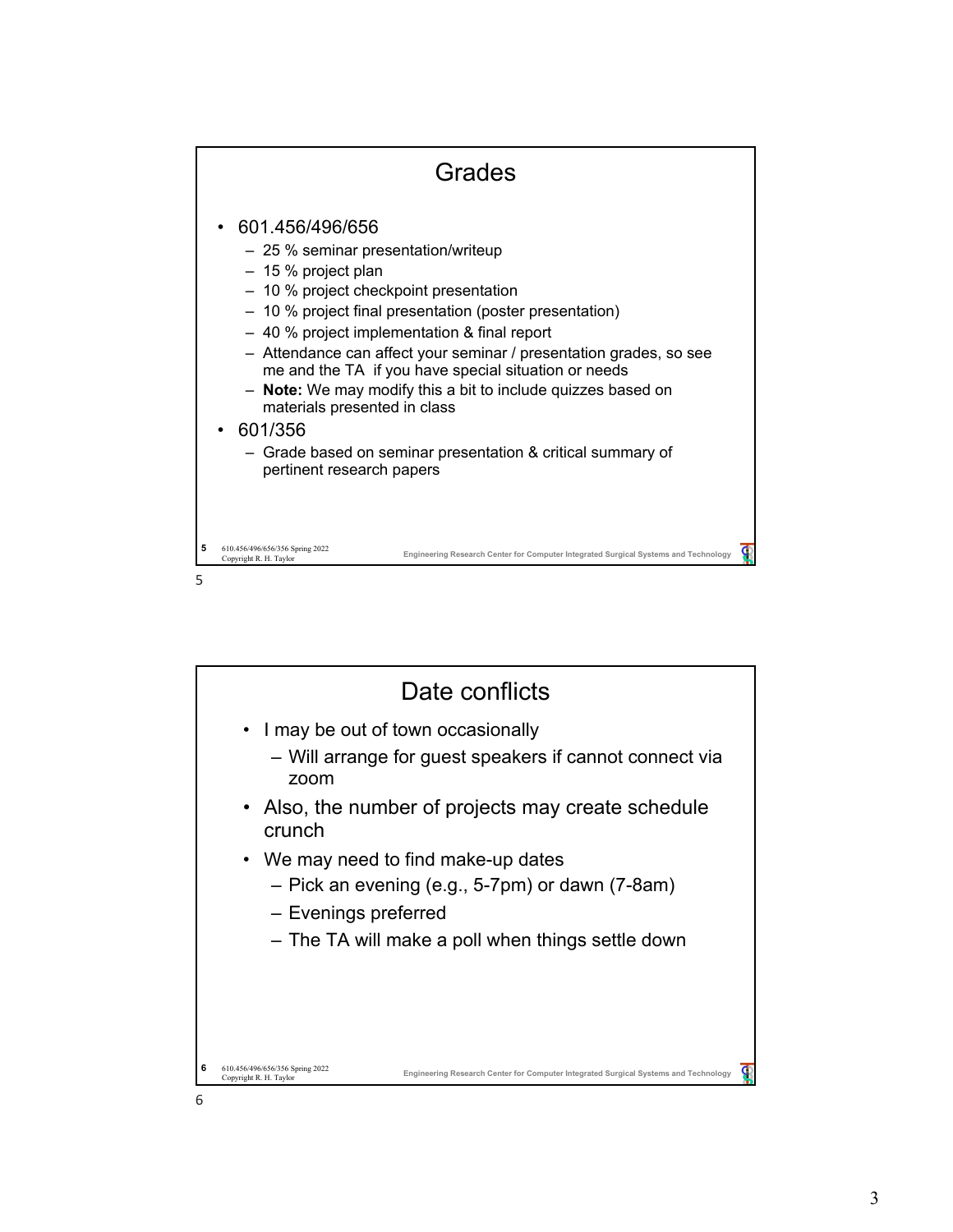## Grades

- 601.456/496/656
  - 25 % seminar presentation/writeup
  - 15 % project plan
  - 10 % project checkpoint presentation
  - 10 % project final presentation (poster presentation)
  - 40 % project implementation & final report
  - Attendance can affect your seminar / presentation grades, so see me and the TA if you have special situation or needs
  - **Note:** We may modify this a bit to include quizzes based on materials presented in class
- 601/356
  - Grade based on seminar presentation & critical summary of pertinent research papers

## Date conflicts

- I may be out of town occasionally
  - Will arrange for guest speakers if cannot connect via zoom
- Also, the number of projects may create schedule crunch
- We may need to find make-up dates
  - Pick an evening (e.g., 5-7pm) or dawn (7-8am)
  - Evenings preferred
  - The TA will make a poll when things settle down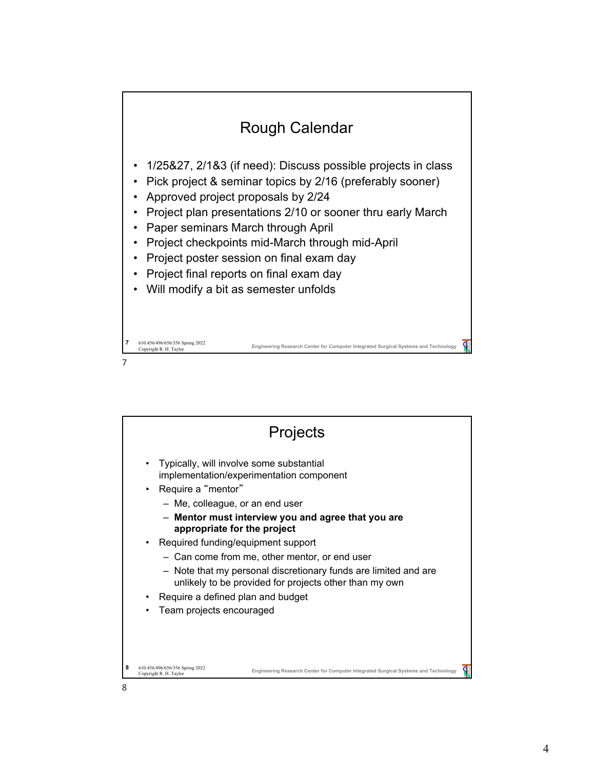## Rough Calendar

- 1/25&27, 2/1&3 (if need): Discuss possible projects in class
- Pick project & seminar topics by 2/16 (preferably sooner)
- Approved project proposals by 2/24
- Project plan presentations 2/10 or sooner thru early March
- Paper seminars March through April
- Project checkpoints mid-March through mid-April
- Project poster session on final exam day
- Project final reports on final exam day
- Will modify a bit as semester unfolds

## Projects

- Typically, will involve some substantial implementation/experimentation component
- Require a "mentor"
  - Me, colleague, or an end user
  - **Mentor must interview you and agree that you are appropriate for the project**
- Required funding/equipment support
  - Can come from me, other mentor, or end user
  - Note that my personal discretionary funds are limited and are unlikely to be provided for projects other than my own
- Require a defined plan and budget
- Team projects encouraged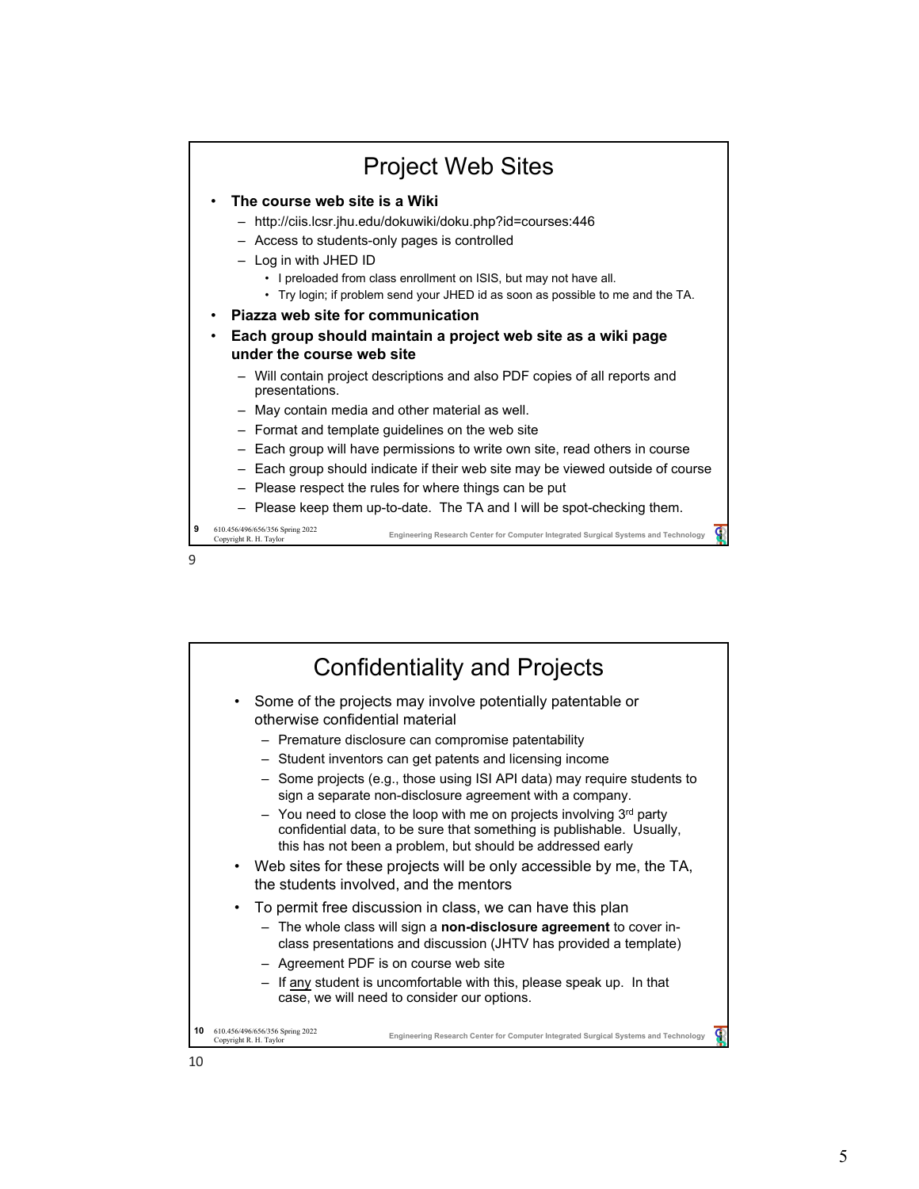## Project Web Sites

- **The course web site is a Wiki**
  - http://ciis.lcsr.jhu.edu/dokuwiki/doku.php?id=courses:446
  - Access to students-only pages is controlled
  - Log in with JHED ID
    - I preloaded from class enrollment on ISIS, but may not have all.
    - Try login; if problem send your JHED id as soon as possible to me and the TA.
- **Piazza web site for communication**
- **Each group should maintain a project web site as a wiki page under the course web site**
  - Will contain project descriptions and also PDF copies of all reports and presentations.
  - May contain media and other material as well.
  - Format and template guidelines on the web site
  - Each group will have permissions to write own site, read others in course
  - Each group should indicate if their web site may be viewed outside of course
  - Please respect the rules for where things can be put
  - Please keep them up-to-date. The TA and I will be spot-checking them.

## Confidentiality and Projects

- Some of the projects may involve potentially patentable or otherwise confidential material
  - Premature disclosure can compromise patentability
  - Student inventors can get patents and licensing income
  - Some projects (e.g., those using ISI API data) may require students to sign a separate non-disclosure agreement with a company.
  - You need to close the loop with me on projects involving 3rd party confidential data, to be sure that something is publishable. Usually, this has not been a problem, but should be addressed early
- Web sites for these projects will be only accessible by me, the TA, the students involved, and the mentors
- To permit free discussion in class, we can have this plan
  - The whole class will sign a **non-disclosure agreement** to cover in-class presentations and discussion (JHTV has provided a template)
  - Agreement PDF is on course web site
  - If any student is uncomfortable with this, please speak up. In that case, we will need to consider our options.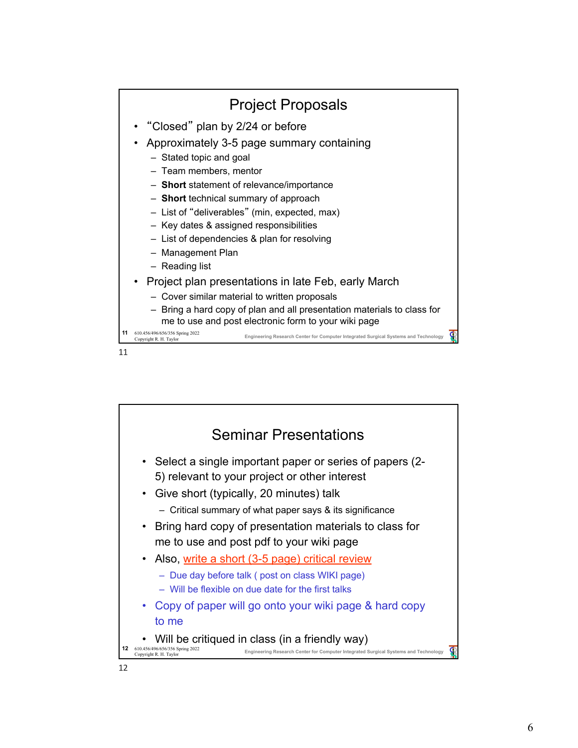# Project Proposals

- "Closed" plan by 2/24 or before
- Approximately 3-5 page summary containing
  - Stated topic and goal
  - Team members, mentor
  - **Short** statement of relevance/importance
  - **Short** technical summary of approach
  - List of "deliverables" (min, expected, max)
  - Key dates & assigned responsibilities
  - List of dependencies & plan for resolving
  - Management Plan
  - Reading list
- Project plan presentations in late Feb, early March
  - Cover similar material to written proposals
  - Bring a hard copy of plan and all presentation materials to class for me to use and post electronic form to your wiki page

# Seminar Presentations

- Select a single important paper or series of papers (2-5) relevant to your project or other interest
- Give short (typically, 20 minutes) talk
  - Critical summary of what paper says & its significance
- Bring hard copy of presentation materials to class for me to use and post pdf to your wiki page
- Also, write a short (3-5 page) critical review
  - Due day before talk ( post on class WIKI page)
  - Will be flexible on due date for the first talks
- Copy of paper will go onto your wiki page & hard copy to me
- Will be critiqued in class (in a friendly way)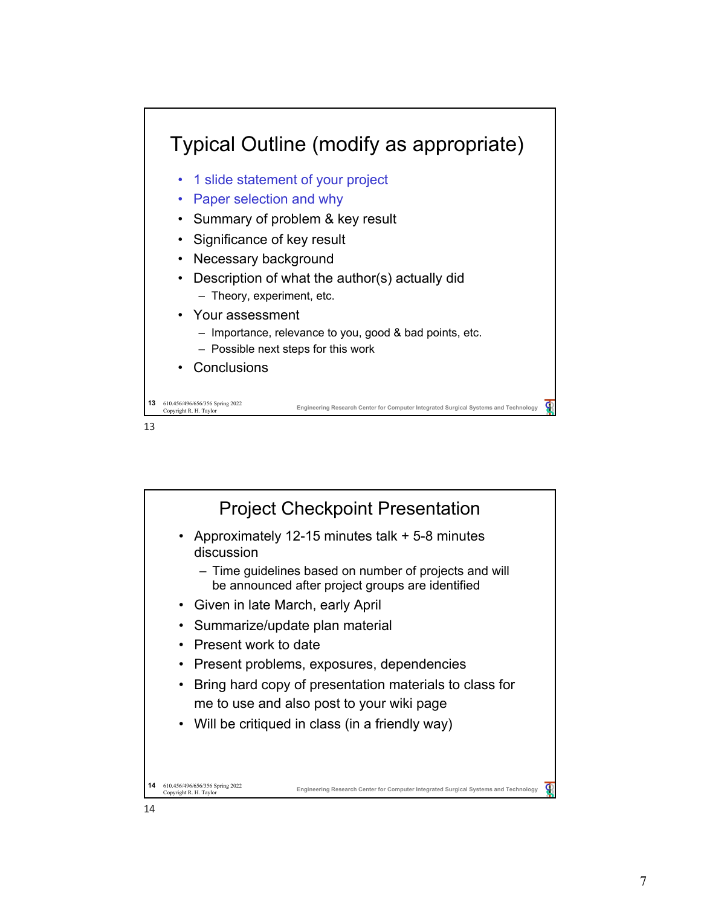## Typical Outline (modify as appropriate)

- 1 slide statement of your project
- Paper selection and why
- Summary of problem & key result
- Significance of key result
- Necessary background
- Description of what the author(s) actually did
  - Theory, experiment, etc.
- Your assessment
  - Importance, relevance to you, good & bad points, etc.
  - Possible next steps for this work
- Conclusions

## Project Checkpoint Presentation

- Approximately 12-15 minutes talk + 5-8 minutes discussion
  - Time guidelines based on number of projects and will be announced after project groups are identified
- Given in late March, early April
- Summarize/update plan material
- Present work to date
- Present problems, exposures, dependencies
- Bring hard copy of presentation materials to class for me to use and also post to your wiki page
- Will be critiqued in class (in a friendly way)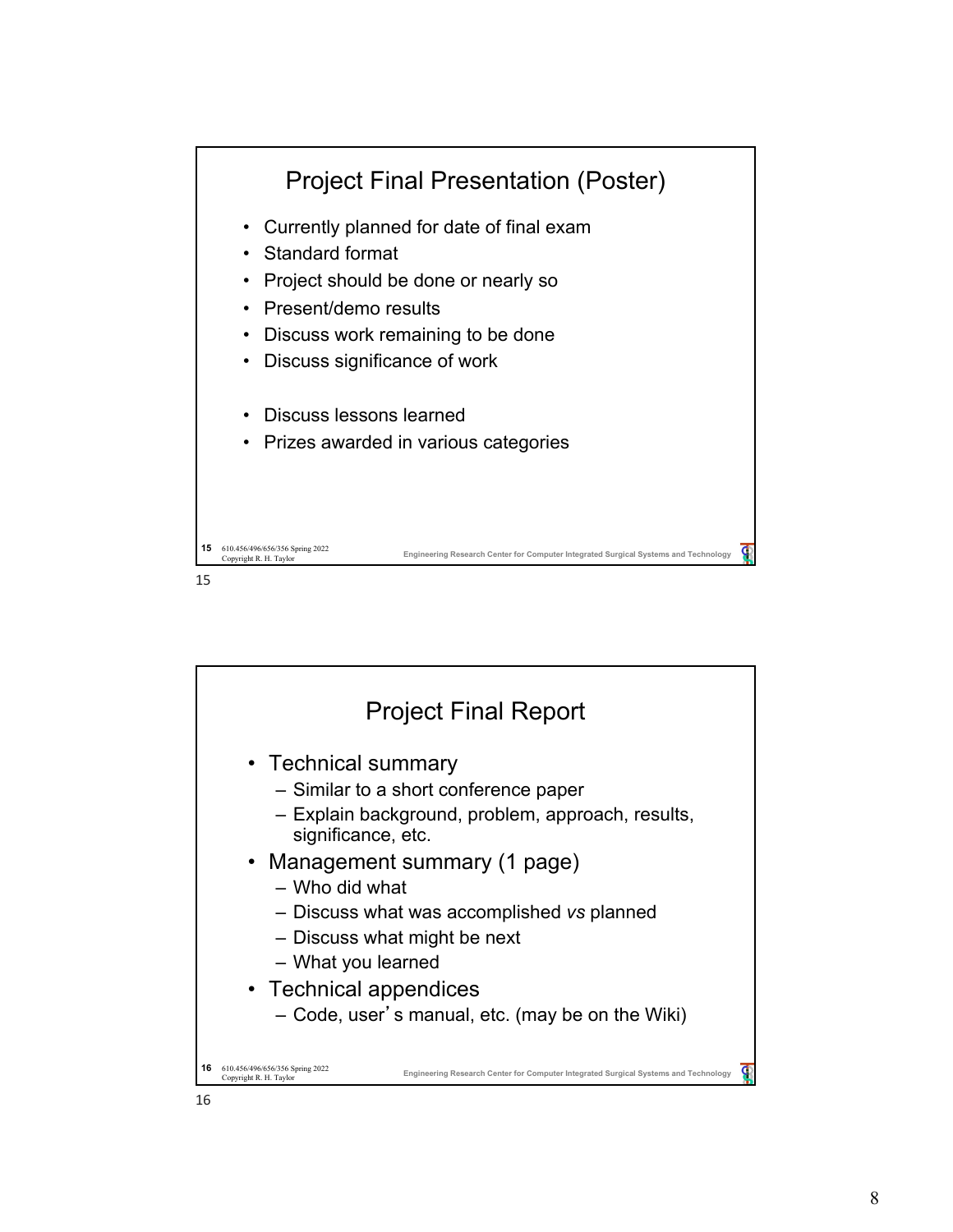## Project Final Presentation (Poster)

- Currently planned for date of final exam
- Standard format
- Project should be done or nearly so
- Present/demo results
- Discuss work remaining to be done
- Discuss significance of work

- Discuss lessons learned
- Prizes awarded in various categories

## Project Final Report

- Technical summary
  - Similar to a short conference paper
  - Explain background, problem, approach, results, significance, etc.
- Management summary (1 page)
  - Who did what
  - Discuss what was accomplished *vs* planned
  - Discuss what might be next
  - What you learned
- Technical appendices
  - Code, user's manual, etc. (may be on the Wiki)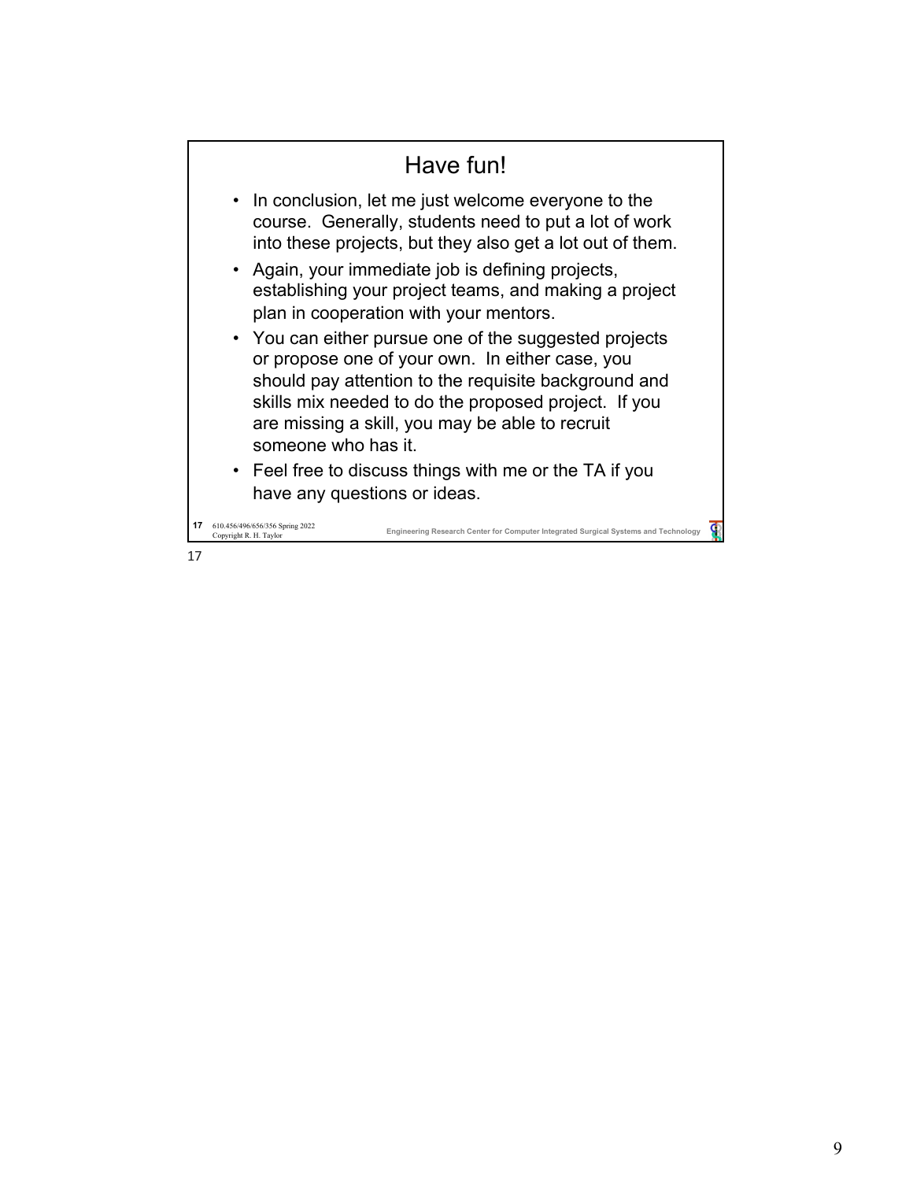## Have fun!

- In conclusion, let me just welcome everyone to the course. Generally, students need to put a lot of work into these projects, but they also get a lot out of them.
- Again, your immediate job is defining projects, establishing your project teams, and making a project plan in cooperation with your mentors.
- You can either pursue one of the suggested projects or propose one of your own. In either case, you should pay attention to the requisite background and skills mix needed to do the proposed project. If you are missing a skill, you may be able to recruit someone who has it.
- Feel free to discuss things with me or the TA if you have any questions or ideas.

17 610.456/496/656/356 Spring 2022
Copyright R. H. Taylor

Engineering Research Center for Computer Integrated Surgical Systems and Technology

17